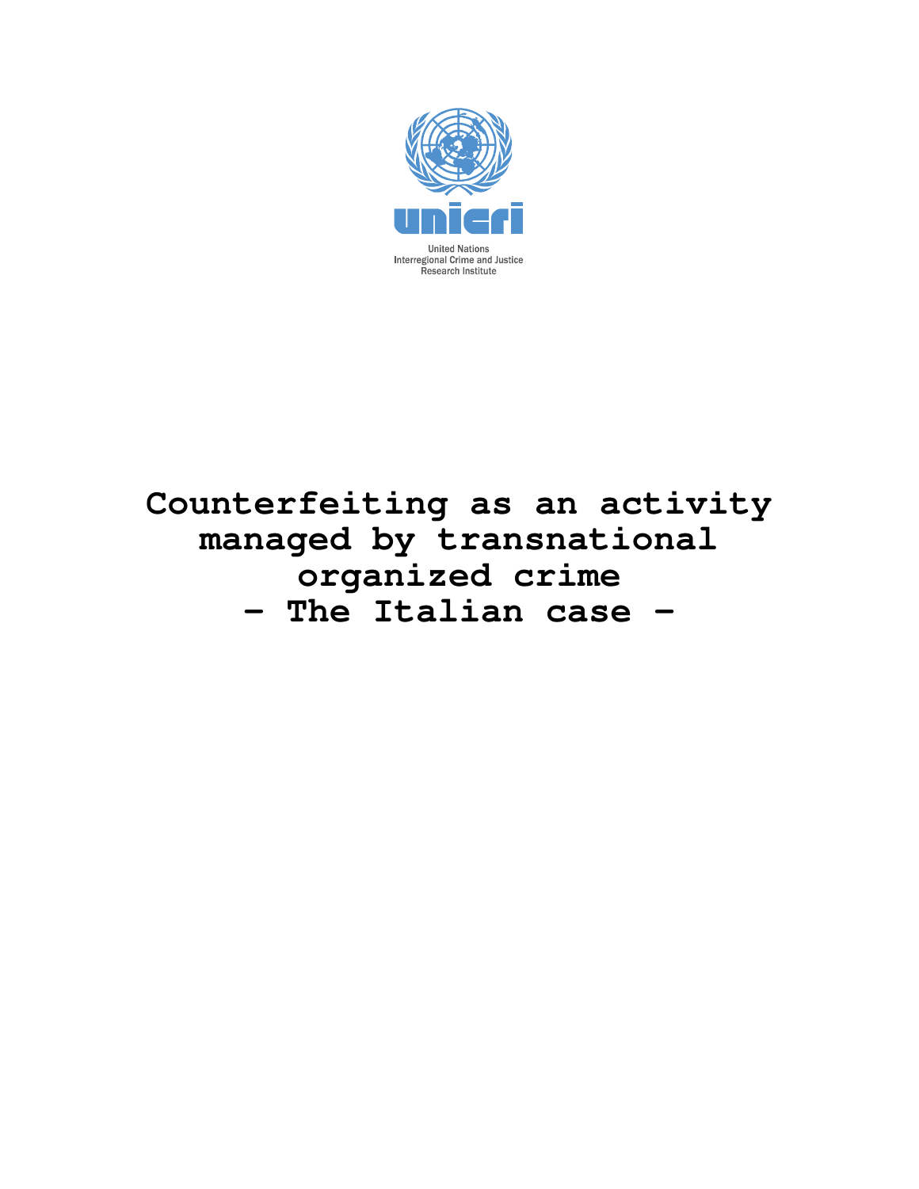unicri

United Nations
Interregional Crime and Justice
Research Institute

# Counterfeiting as an activity managed by transnational organized crime
# – The Italian case –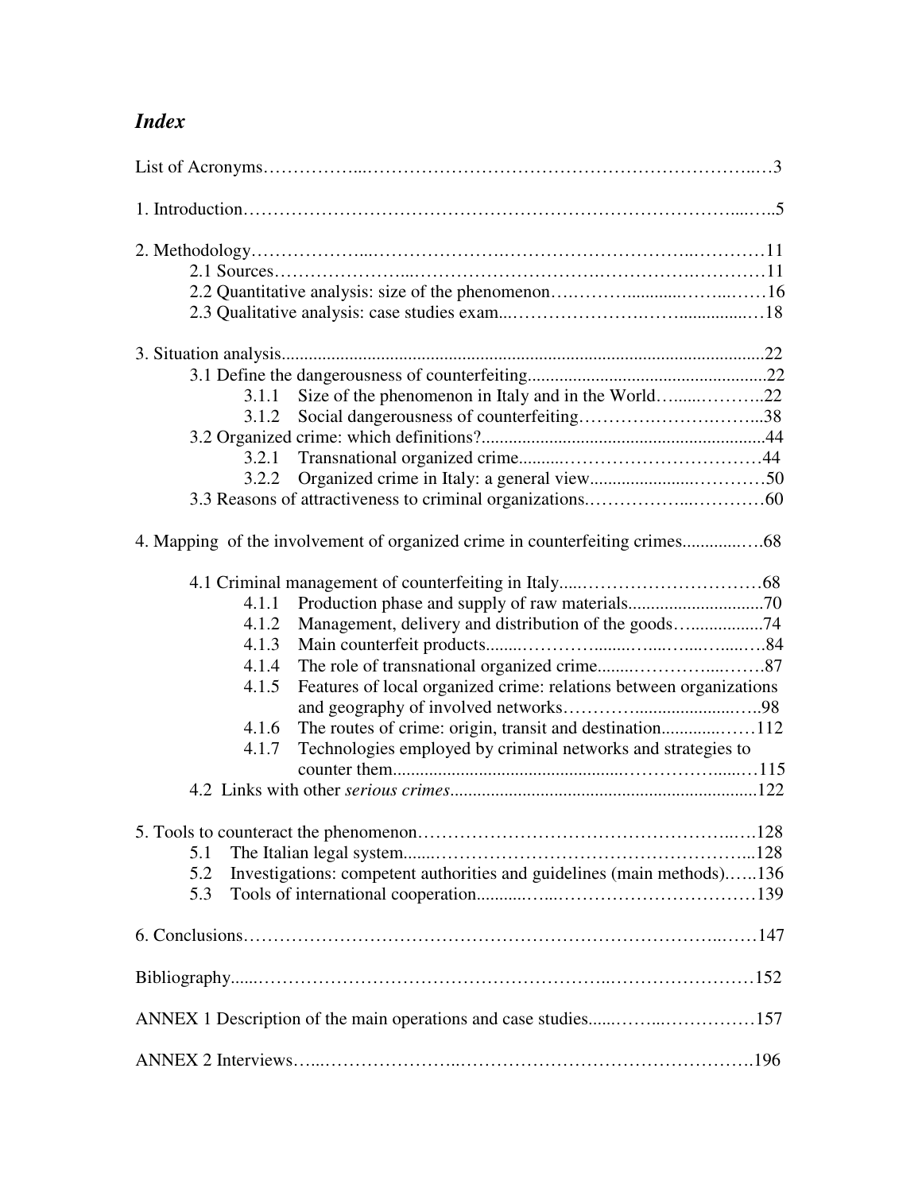## *Index*

List of Acronyms……………...………………………………………………………...…3

1. Introduction…………………………………………………………………………....…..5

2. Methodology………………...…………………….………………………...…………11
   - 2.1 Sources…………………...……………………………….………………….…………11
   - 2.2 Quantitative analysis: size of the phenomenon….………...........……...……16
   - 2.3 Qualitative analysis: case studies exam...…………………..……................…18

3. Situation analysis.......................................................................................................22
   - 3.1 Define the dangerousness of counterfeiting......................................................22
     - 3.1.1 Size of the phenomenon in Italy and in the World…......………..22
     - 3.1.2 Social dangerousness of counterfeiting…………………..……...38
   - 3.2 Organized crime: which definitions?..............................................................44
     - 3.2.1 Transnational organized crime..........……………………………44
     - 3.2.2 Organized crime in Italy: a general view.....................…………50
   - 3.3 Reasons of attractiveness to criminal organizations.……………...…………60

4. Mapping of the involvement of organized crime in counterfeiting crimes..............…68
   - 4.1 Criminal management of counterfeiting in Italy.....…………………………68
     - 4.1.1 Production phase and supply of raw materials..............................70
     - 4.1.2 Management, delivery and distribution of the goods…................74
     - 4.1.3 Main counterfeit products........………….......…...…....…....…..84
     - 4.1.4 The role of transnational organized crime........…………....…….87
     - 4.1.5 Features of local organized crime: relations between organizations and geography of involved networks…………........................…..98
     - 4.1.6 The routes of crime: origin, transit and destination.............……112
     - 4.1.7 Technologies employed by criminal networks and strategies to counter them................................................………………......…115
   - 4.2 Links with other *serious crimes*....................................................................122

5. Tools to counteract the phenomenon…………………………………………...….128
   - 5.1 The Italian legal system.......……………………………………………...128
   - 5.2 Investigations: competent authorities and guidelines (main methods)…...136
   - 5.3 Tools of international cooperation..........…...……………………………139

6. Conclusions…………………………………………………………………...……147

Bibliography......……………………………………………..……………………152

ANNEX 1 Description of the main operations and case studies......……...……………157

ANNEX 2 Interviews…...…………………...…………………………………………..196